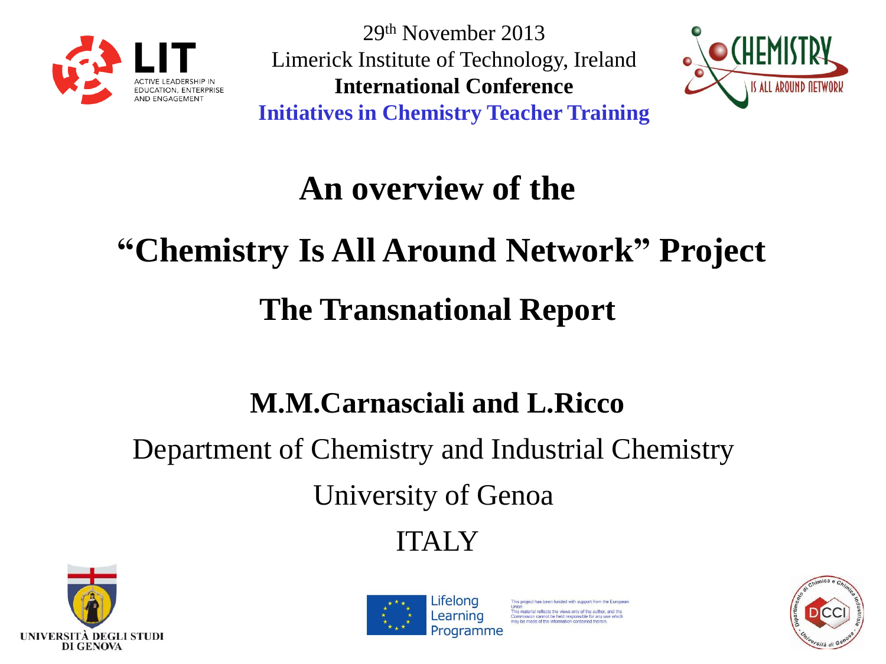29th November 2013

Limerick Institute of Technology, Ireland

**International Conference**

**Initiatives in Chemistry Teacher Training**

# An overview of the

# "Chemistry Is All Around Network" Project

# The Transnational Report

**M.M.Carnasciali and L.Ricco**

Department of Chemistry and Industrial Chemistry

University of Genoa

ITALY

This project has been funded with support from the European Union. This material reflects the views only of the author, and the Commission cannot be held responsible for any use which may be made of the information contained therein.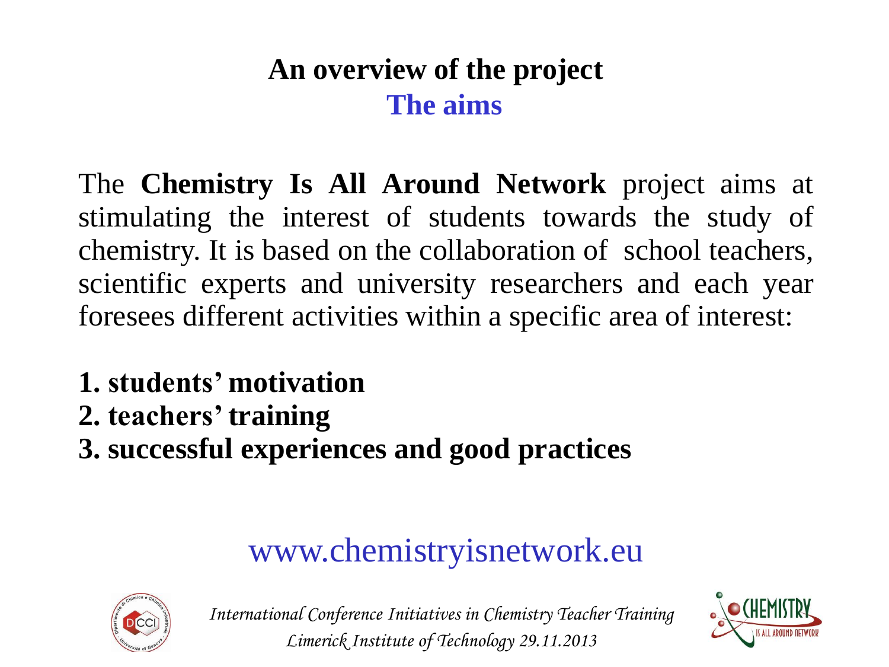# An overview of the project

## The aims

The **Chemistry Is All Around Network** project aims at stimulating the interest of students towards the study of chemistry. It is based on the collaboration of school teachers, scientific experts and university researchers and each year foresees different activities within a specific area of interest:

1. **students' motivation**
2. **teachers' training**
3. **successful experiences and good practices**

www.chemistryisnetwork.eu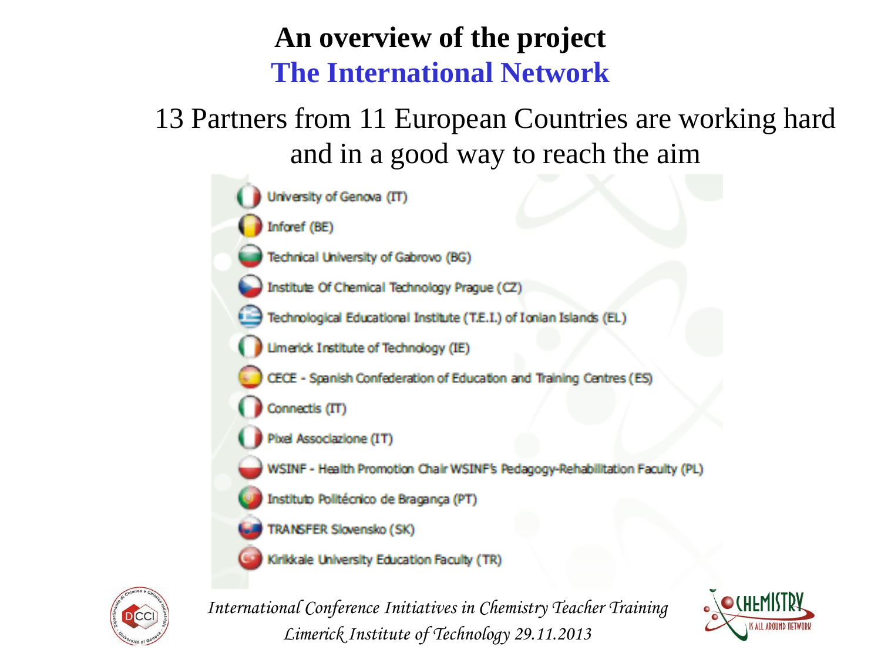# An overview of the project
## The International Network

13 Partners from 11 European Countries are working hard and in a good way to reach the aim

- University of Genova (IT)
- Inforef (BE)
- Technical University of Gabrovo (BG)
- Institute Of Chemical Technology Prague (CZ)
- Technological Educational Institute (T.E.I.) of Ionian Islands (EL)
- Limerick Institute of Technology (IE)
- CECE - Spanish Confederation of Education and Training Centres (ES)
- Connectis (IT)
- Pixel Associazione (IT)
- WSINF - Health Promotion Chair WSINF's Pedagogy-Rehabilitation Faculty (PL)
- Instituto Politécnico de Bragança (PT)
- TRANSFER Slovensko (SK)
- Kirikkale University Education Faculty (TR)

*International Conference Initiatives in Chemistry Teacher Training*
*Limerick Institute of Technology 29.11.2013*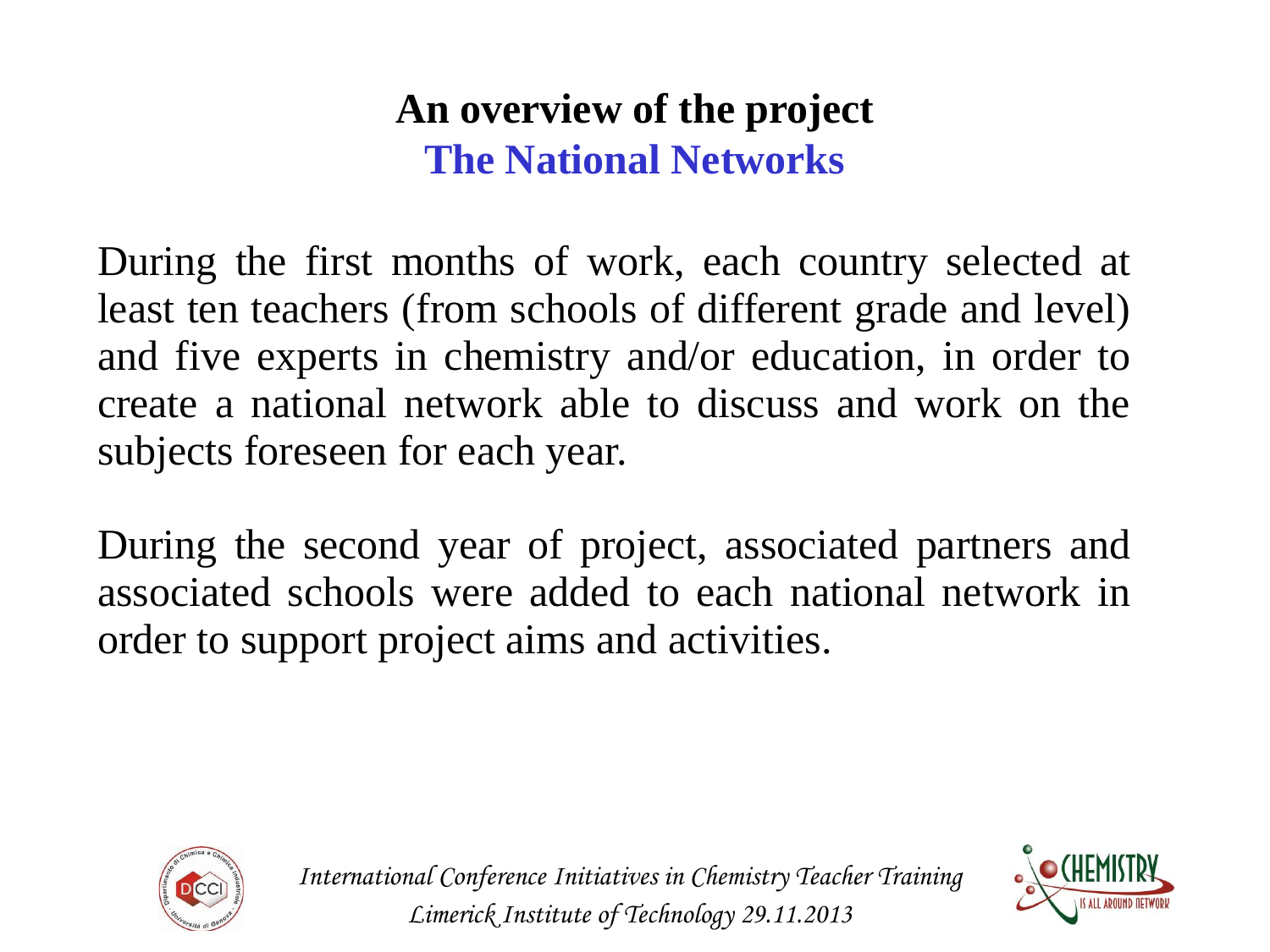## An overview of the project
### The National Networks

During the first months of work, each country selected at least ten teachers (from schools of different grade and level) and five experts in chemistry and/or education, in order to create a national network able to discuss and work on the subjects foreseen for each year.

During the second year of project, associated partners and associated schools were added to each national network in order to support project aims and activities.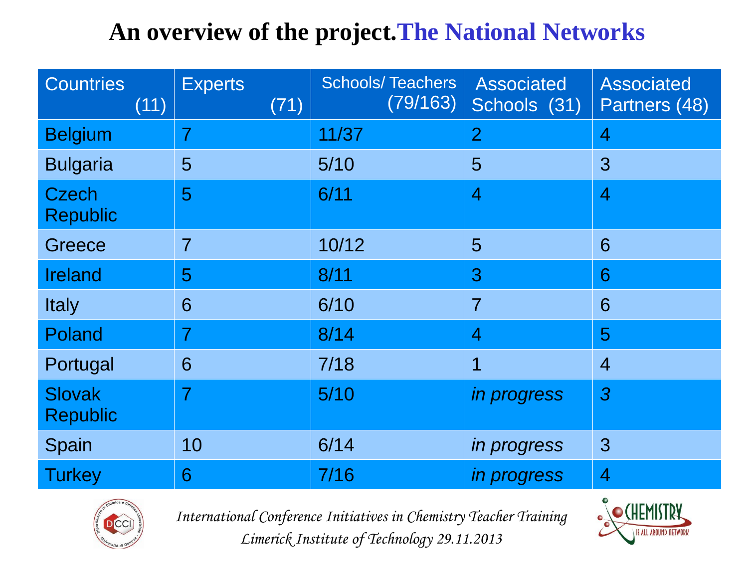# An overview of the project. The National Networks

| Countries (11) | Experts (71) | Schools/ Teachers (79/163) | Associated Schools (31) | Associated Partners (48) |
|---|---|---|---|---|
| Belgium | 7 | 11/37 | 2 | 4 |
| Bulgaria | 5 | 5/10 | 5 | 3 |
| Czech Republic | 5 | 6/11 | 4 | 4 |
| Greece | 7 | 10/12 | 5 | 6 |
| Ireland | 5 | 8/11 | 3 | 6 |
| Italy | 6 | 6/10 | 7 | 6 |
| Poland | 7 | 8/14 | 4 | 5 |
| Portugal | 6 | 7/18 | 1 | 4 |
| Slovak Republic | 7 | 5/10 | *in progress* | *3* |
| Spain | 10 | 6/14 | *in progress* | 3 |
| Turkey | 6 | 7/16 | *in progress* | 4 |

*International Conference Initiatives in Chemistry Teacher Training*

*Limerick Institute of Technology 29.11.2013*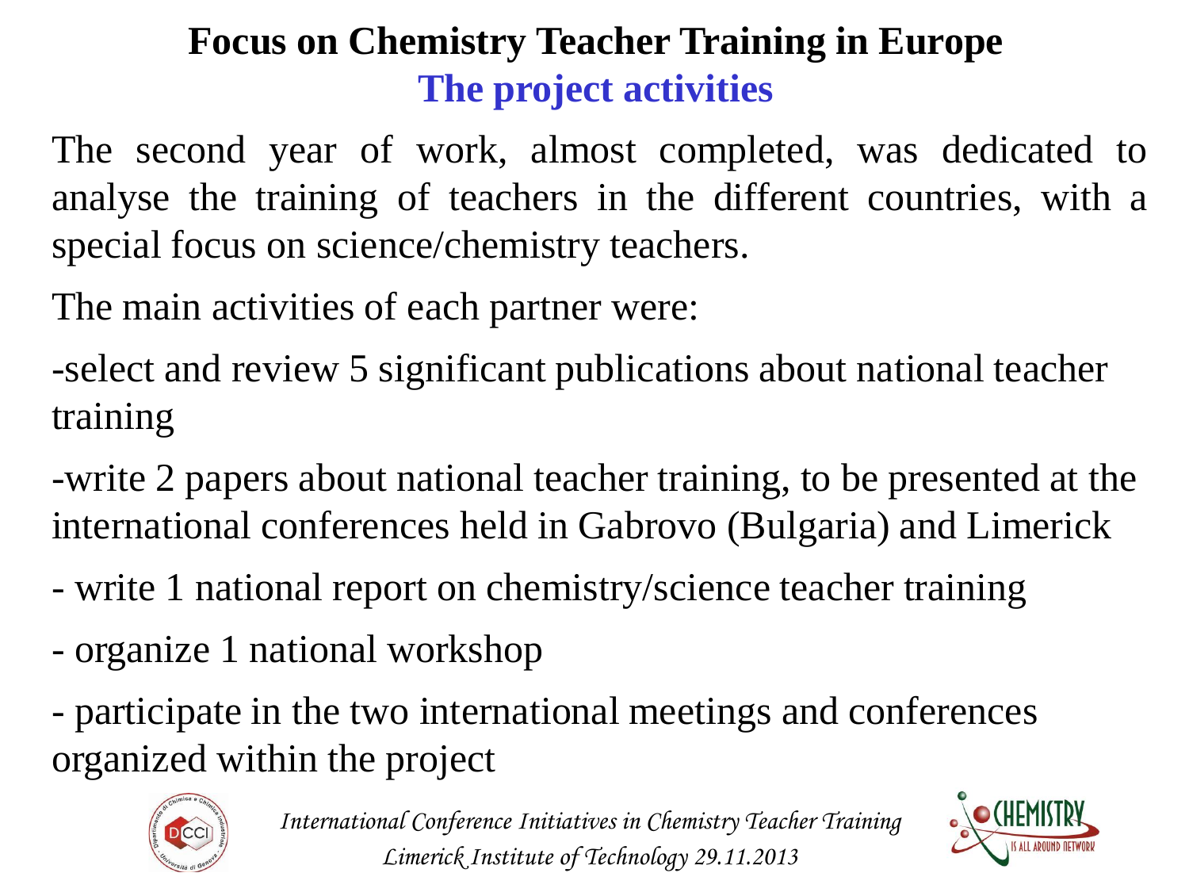# Focus on Chemistry Teacher Training in Europe

## The project activities

The second year of work, almost completed, was dedicated to analyse the training of teachers in the different countries, with a special focus on science/chemistry teachers.

The main activities of each partner were:

-select and review 5 significant publications about national teacher training

-write 2 papers about national teacher training, to be presented at the international conferences held in Gabrovo (Bulgaria) and Limerick

- write 1 national report on chemistry/science teacher training

- organize 1 national workshop

- participate in the two international meetings and conferences organized within the project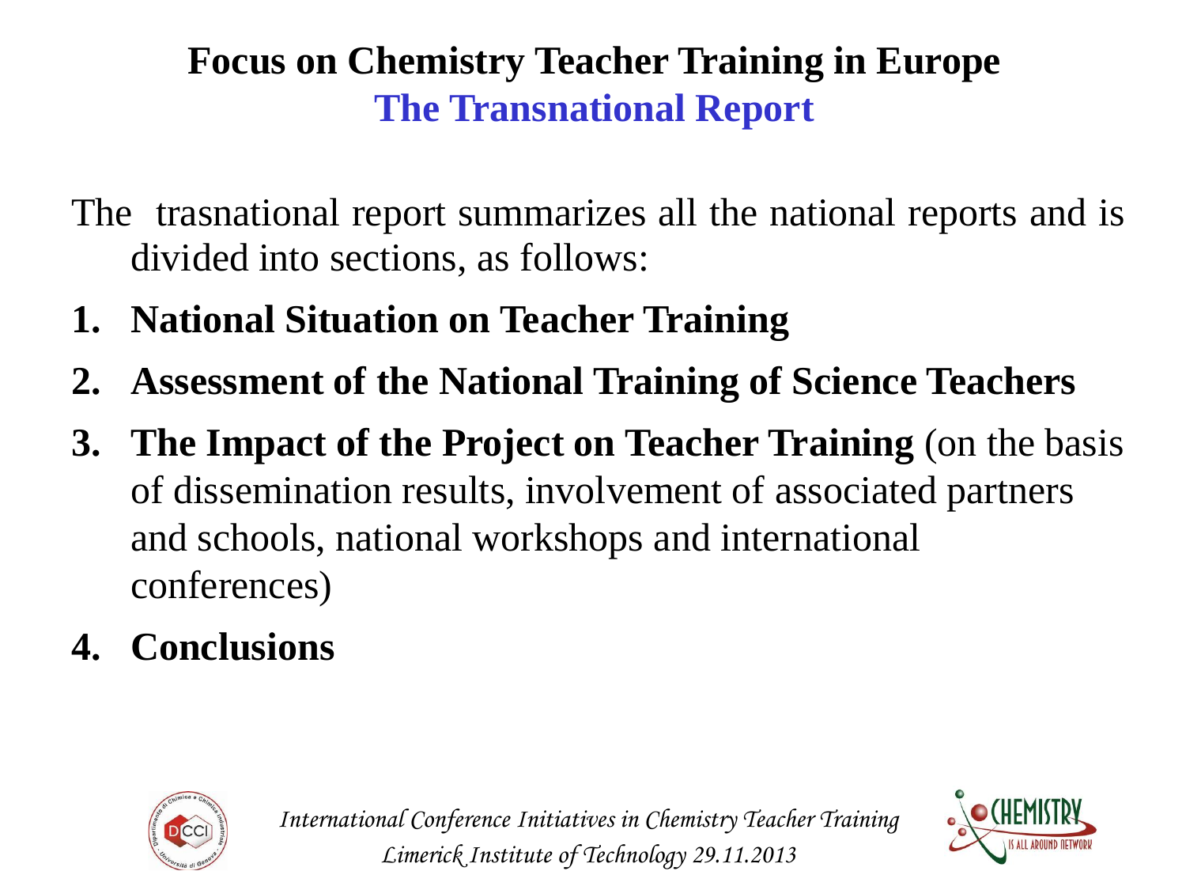# Focus on Chemistry Teacher Training in Europe
## The Transnational Report

The trasnational report summarizes all the national reports and is divided into sections, as follows:

1. **National Situation on Teacher Training**
2. **Assessment of the National Training of Science Teachers**
3. **The Impact of the Project on Teacher Training** (on the basis of dissemination results, involvement of associated partners and schools, national workshops and international conferences)
4. **Conclusions**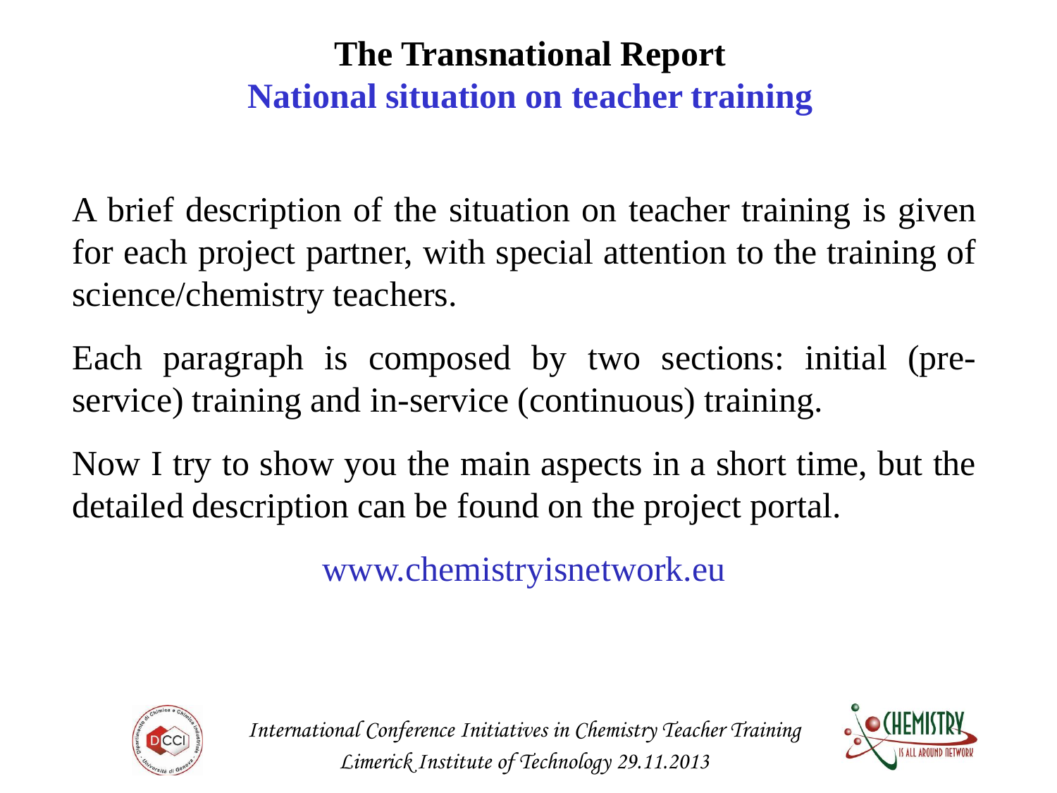# The Transnational Report

## National situation on teacher training

A brief description of the situation on teacher training is given for each project partner, with special attention to the training of science/chemistry teachers.

Each paragraph is composed by two sections: initial (pre-service) training and in-service (continuous) training.

Now I try to show you the main aspects in a short time, but the detailed description can be found on the project portal.

www.chemistryisnetwork.eu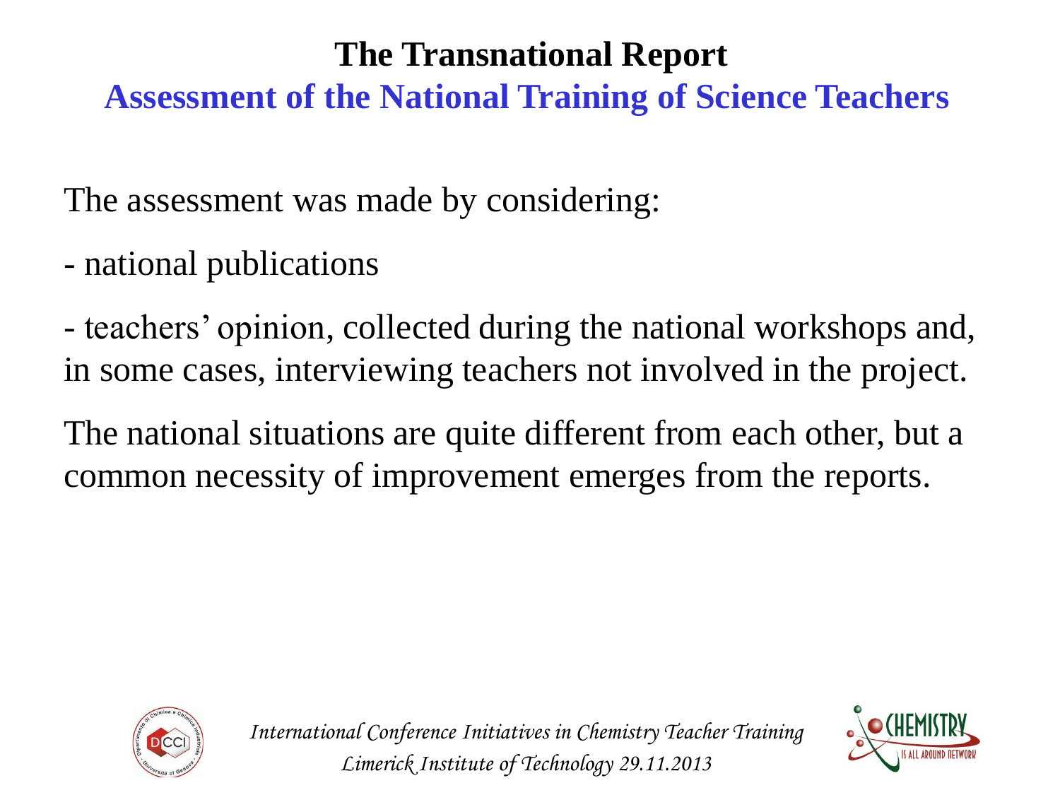# The Transnational Report

## Assessment of the National Training of Science Teachers

The assessment was made by considering:

- national publications

- teachers' opinion, collected during the national workshops and, in some cases, interviewing teachers not involved in the project.

The national situations are quite different from each other, but a common necessity of improvement emerges from the reports.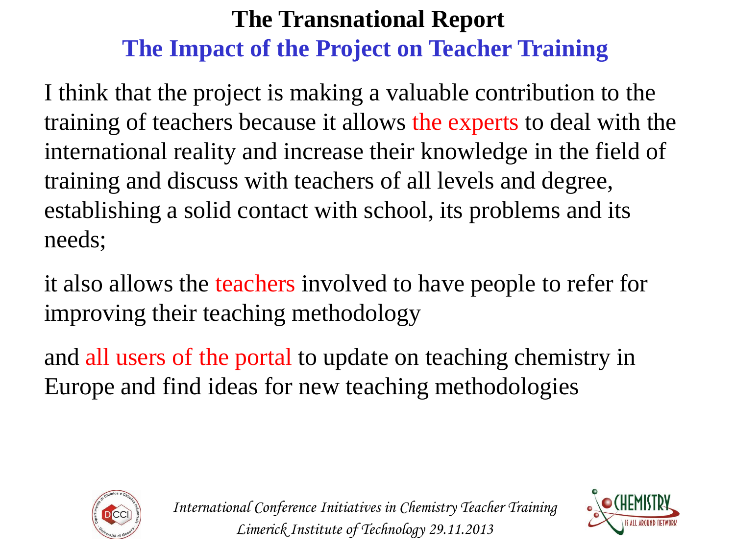# The Transnational Report

## The Impact of the Project on Teacher Training

I think that the project is making a valuable contribution to the training of teachers because it allows the experts to deal with the international reality and increase their knowledge in the field of training and discuss with teachers of all levels and degree, establishing a solid contact with school, its problems and its needs;

it also allows the teachers involved to have people to refer for improving their teaching methodology

and all users of the portal to update on teaching chemistry in Europe and find ideas for new teaching methodologies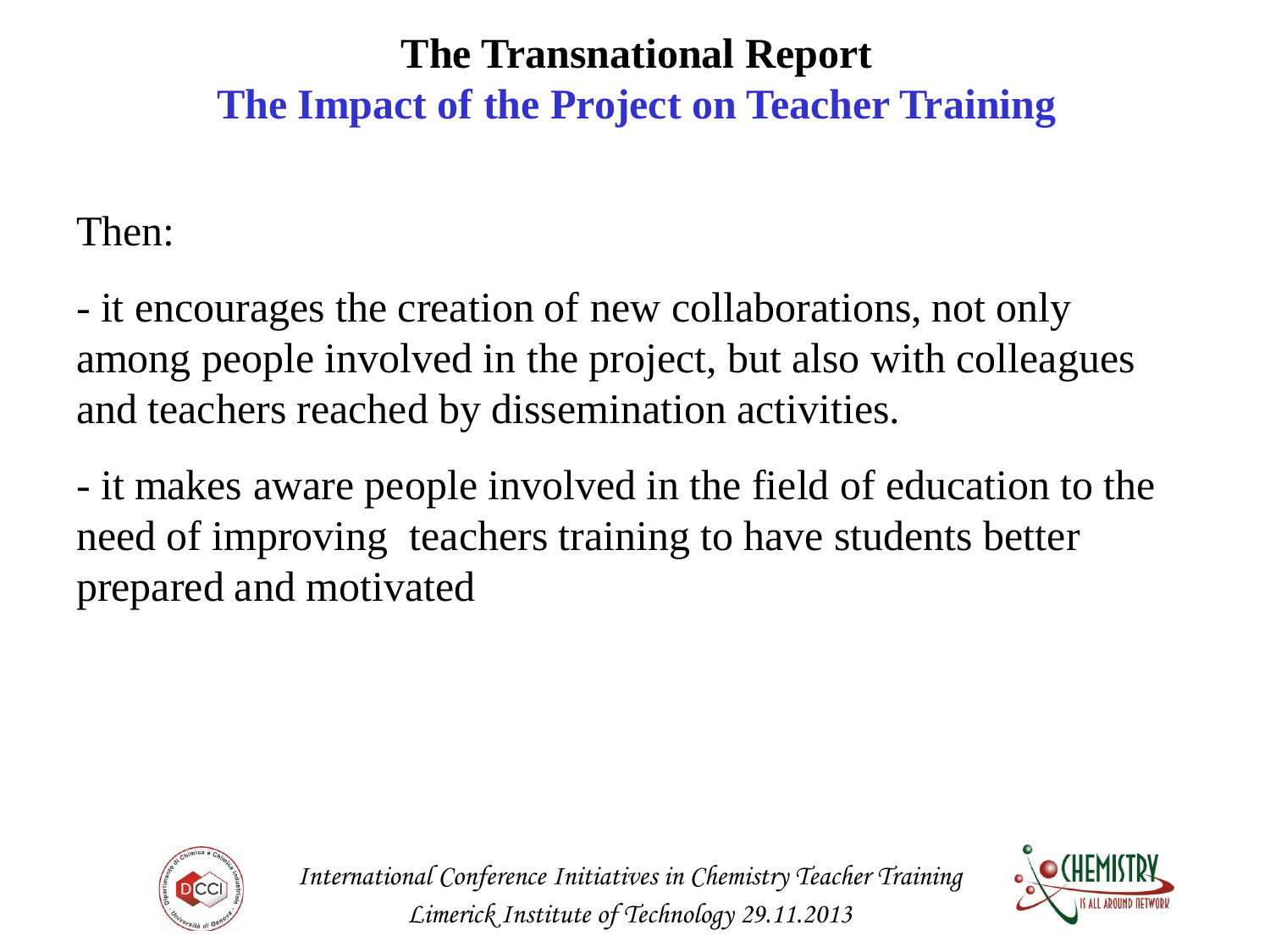# The Transnational Report

## The Impact of the Project on Teacher Training

Then:

- it encourages the creation of new collaborations, not only among people involved in the project, but also with colleagues and teachers reached by dissemination activities.

- it makes aware people involved in the field of education to the need of improving  teachers training to have students better prepared and motivated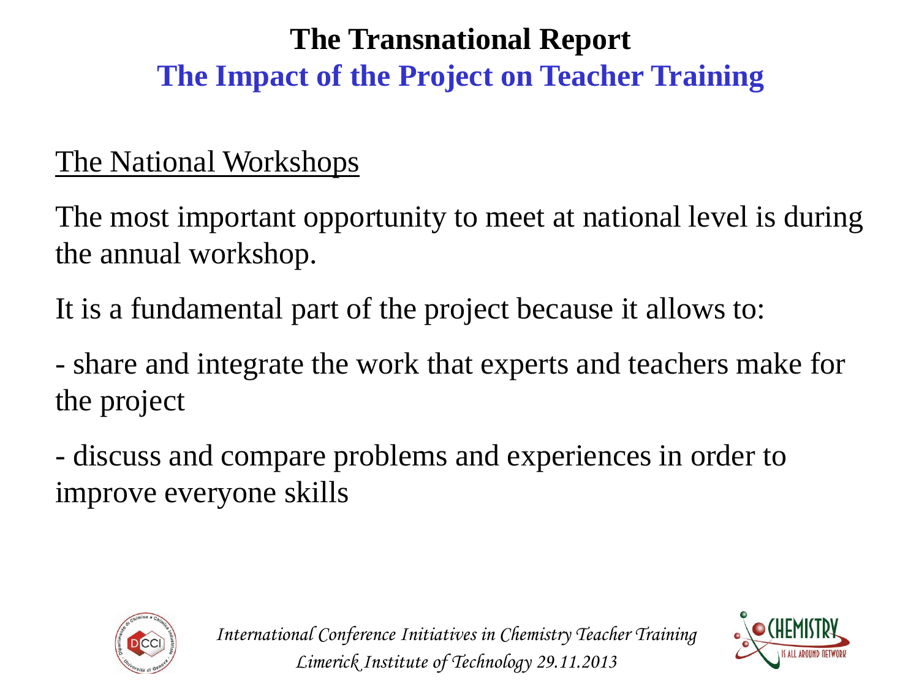# The Transnational Report

## The Impact of the Project on Teacher Training

The National Workshops

The most important opportunity to meet at national level is during the annual workshop.

It is a fundamental part of the project because it allows to:

- share and integrate the work that experts and teachers make for the project

- discuss and compare problems and experiences in order to improve everyone skills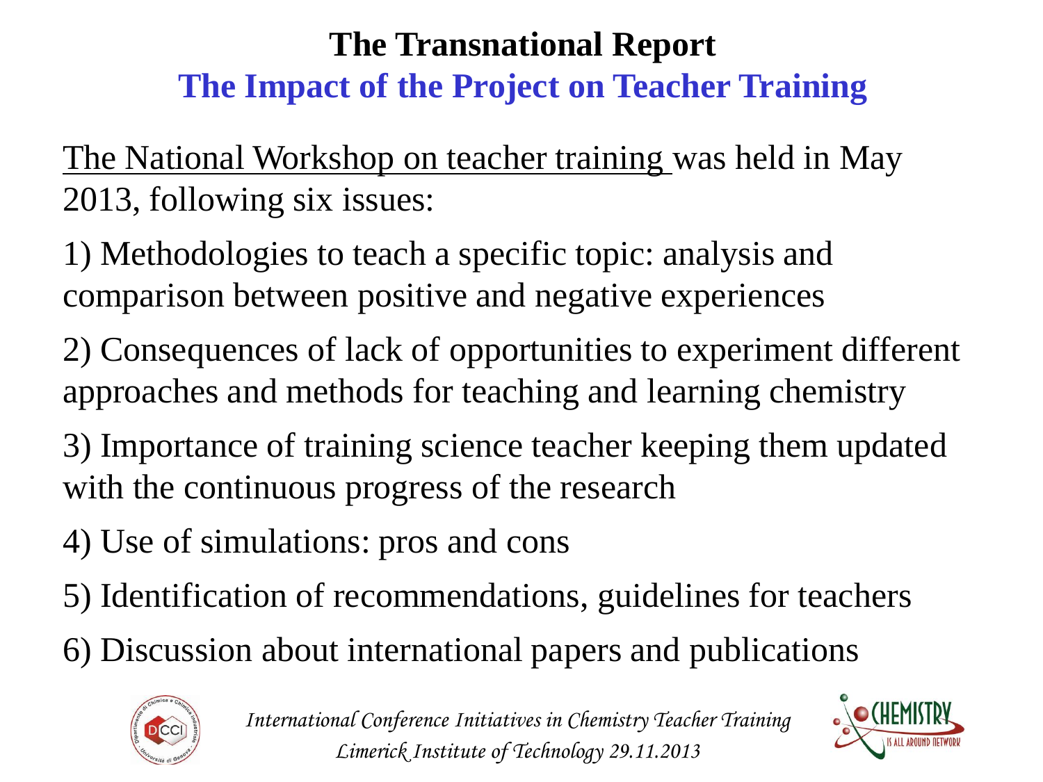# The Transnational Report

## The Impact of the Project on Teacher Training

The National Workshop on teacher training was held in May 2013, following six issues:

1) Methodologies to teach a specific topic: analysis and comparison between positive and negative experiences

2) Consequences of lack of opportunities to experiment different approaches and methods for teaching and learning chemistry

3) Importance of training science teacher keeping them updated with the continuous progress of the research

4) Use of simulations: pros and cons

5) Identification of recommendations, guidelines for teachers

6) Discussion about international papers and publications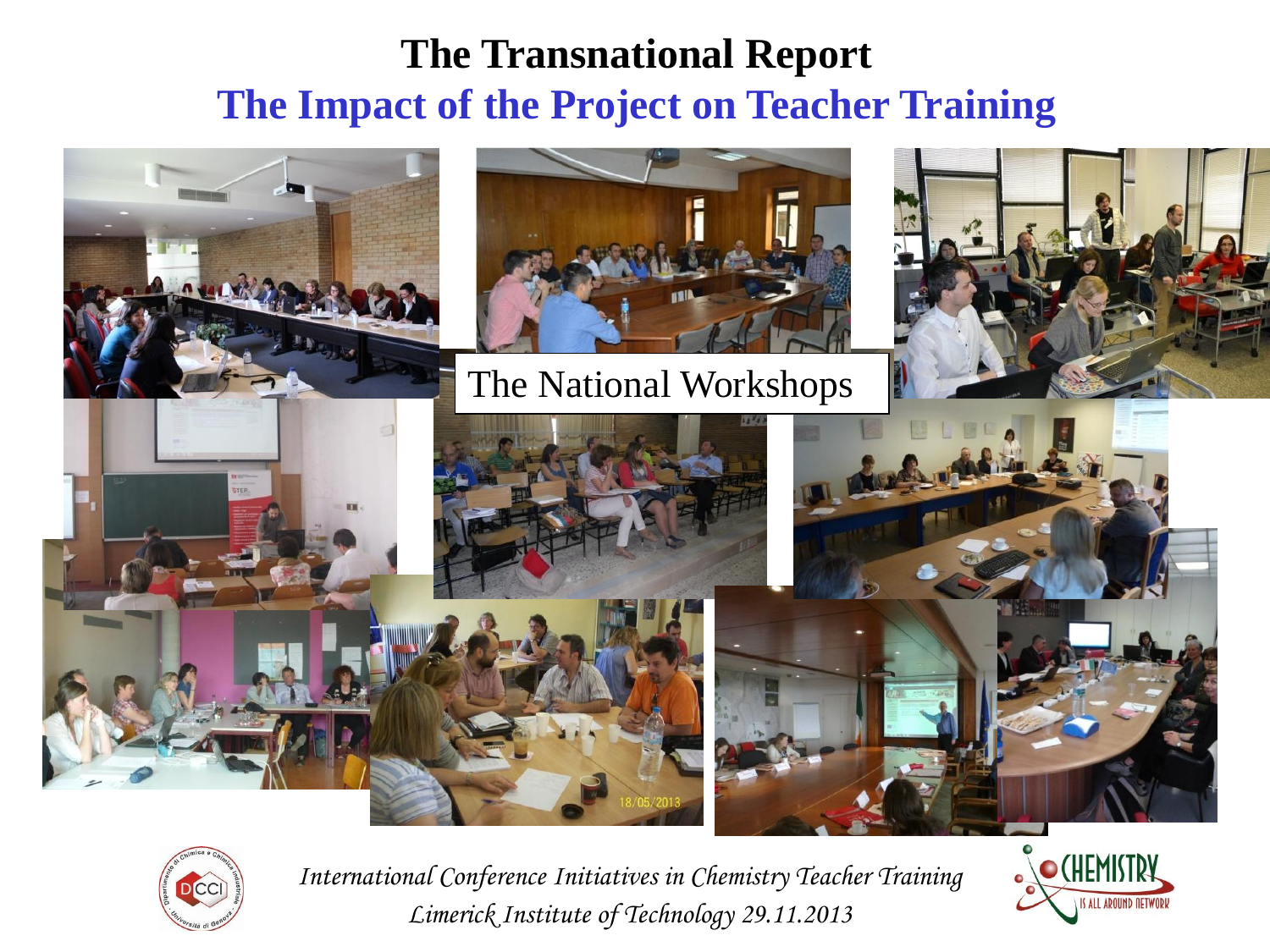# The Transnational Report

## The Impact of the Project on Teacher Training

The National Workshops

*International Conference Initiatives in Chemistry Teacher Training*
*Limerick Institute of Technology 29.11.2013*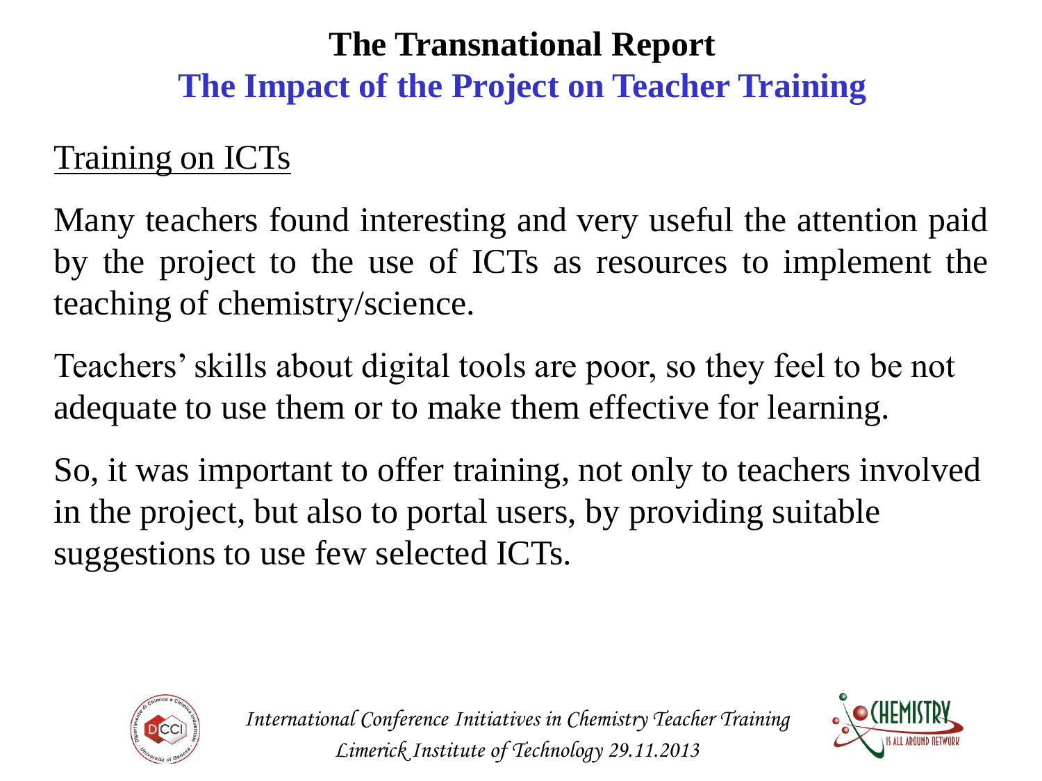# The Transnational Report

## The Impact of the Project on Teacher Training

### Training on ICTs

Many teachers found interesting and very useful the attention paid by the project to the use of ICTs as resources to implement the teaching of chemistry/science.

Teachers' skills about digital tools are poor, so they feel to be not adequate to use them or to make them effective for learning.

So, it was important to offer training, not only to teachers involved in the project, but also to portal users, by providing suitable suggestions to use few selected ICTs.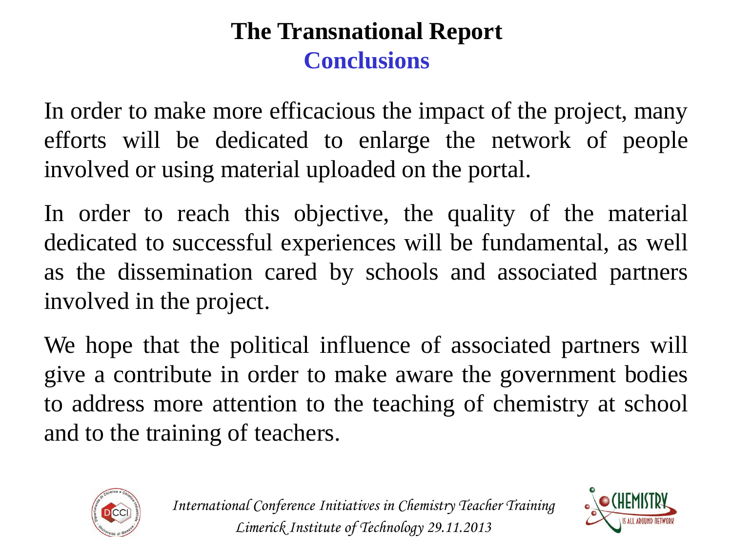# The Transnational Report

## Conclusions

In order to make more efficacious the impact of the project, many efforts will be dedicated to enlarge the network of people involved or using material uploaded on the portal.

In order to reach this objective, the quality of the material dedicated to successful experiences will be fundamental, as well as the dissemination cared by schools and associated partners involved in the project.

We hope that the political influence of associated partners will give a contribute in order to make aware the government bodies to address more attention to the teaching of chemistry at school and to the training of teachers.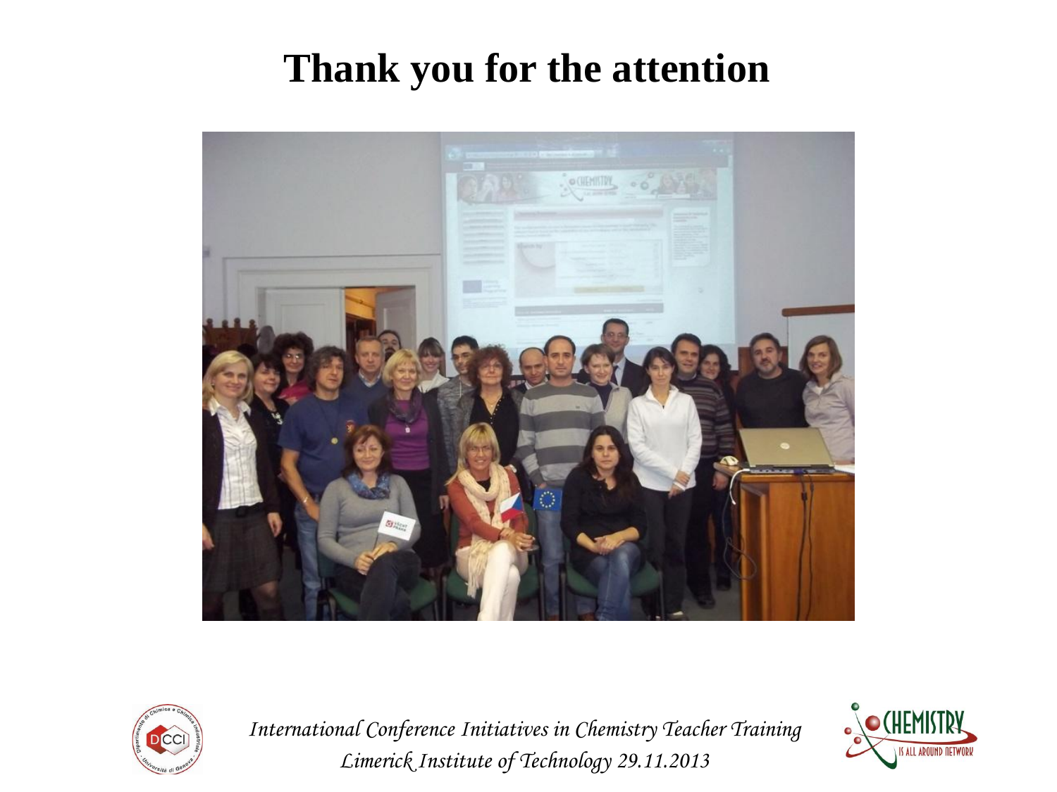# Thank you for the attention

*International Conference Initiatives in Chemistry Teacher Training*
*Limerick Institute of Technology 29.11.2013*